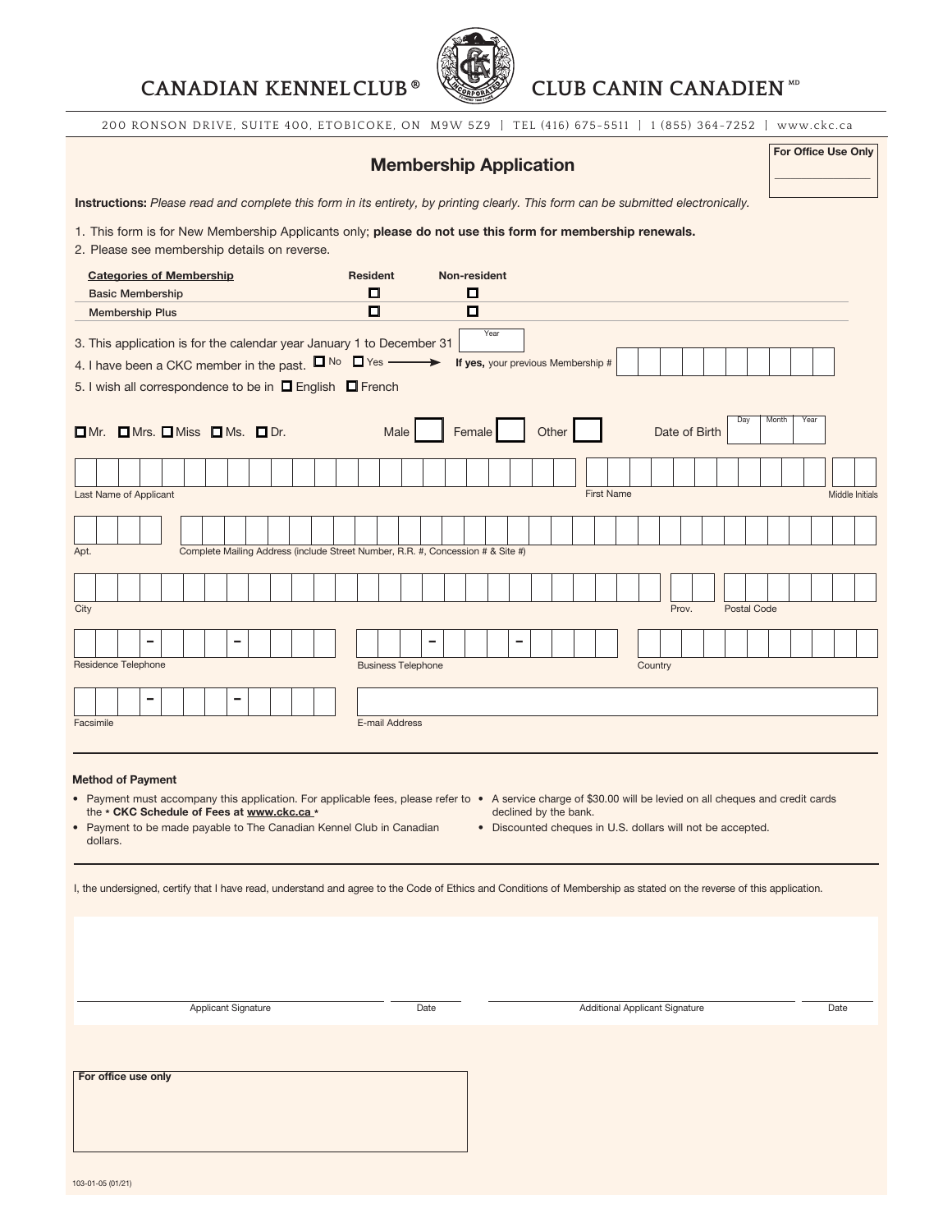# CANADIAN KENNEL CLUB® CLUB CANIN CANADIEN^MD

200 RONSON DRIVE, SUITE 400, ETOBICOKE, ON M9W 5Z9 | TEL (416) 675-5511 | 1 (855) 364-7252 | www.ckc.ca

## Membership Application

**For Office Use Only**

**Instructions:** *Please read and complete this form in its entirety, by printing clearly. This form can be submitted electronically.*

1. This form is for New Membership Applicants only; **please do not use this form for membership renewals.**
2. Please see membership details on reverse.

| Categories of Membership | Resident | Non-resident |
|---|---|---|
| Basic Membership | ☐ | ☐ |
| Membership Plus | ☐ | ☐ |

3. This application is for the calendar year January 1 to December 31 [Year]
4. I have been a CKC member in the past. ☐ No ☐ Yes → **If yes,** your previous Membership #
5. I wish all correspondence to be in ☐ English ☐ French

☐ Mr. ☐ Mrs. ☐ Miss ☐ Ms. ☐ Dr. Male ☐ Female ☐ Other ☐ Date of Birth [Day] [Month] [Year]

Last Name of Applicant — First Name — Middle Initials

Apt. — Complete Mailing Address (include Street Number, R.R. #, Concession # & Site #)

City — Prov. — Postal Code

Residence Telephone — Business Telephone — Country

Facsimile — E-mail Address

**Method of Payment**

- Payment must accompany this application. For applicable fees, please refer to the * **CKC Schedule of Fees at www.ckc.ca** *
- Payment to be made payable to The Canadian Kennel Club in Canadian dollars.
- A service charge of $30.00 will be levied on all cheques and credit cards declined by the bank.
- Discounted cheques in U.S. dollars will not be accepted.

I, the undersigned, certify that I have read, understand and agree to the Code of Ethics and Conditions of Membership as stated on the reverse of this application.

Applicant Signature — Date — Additional Applicant Signature — Date

**For office use only**

103-01-05 (01/21)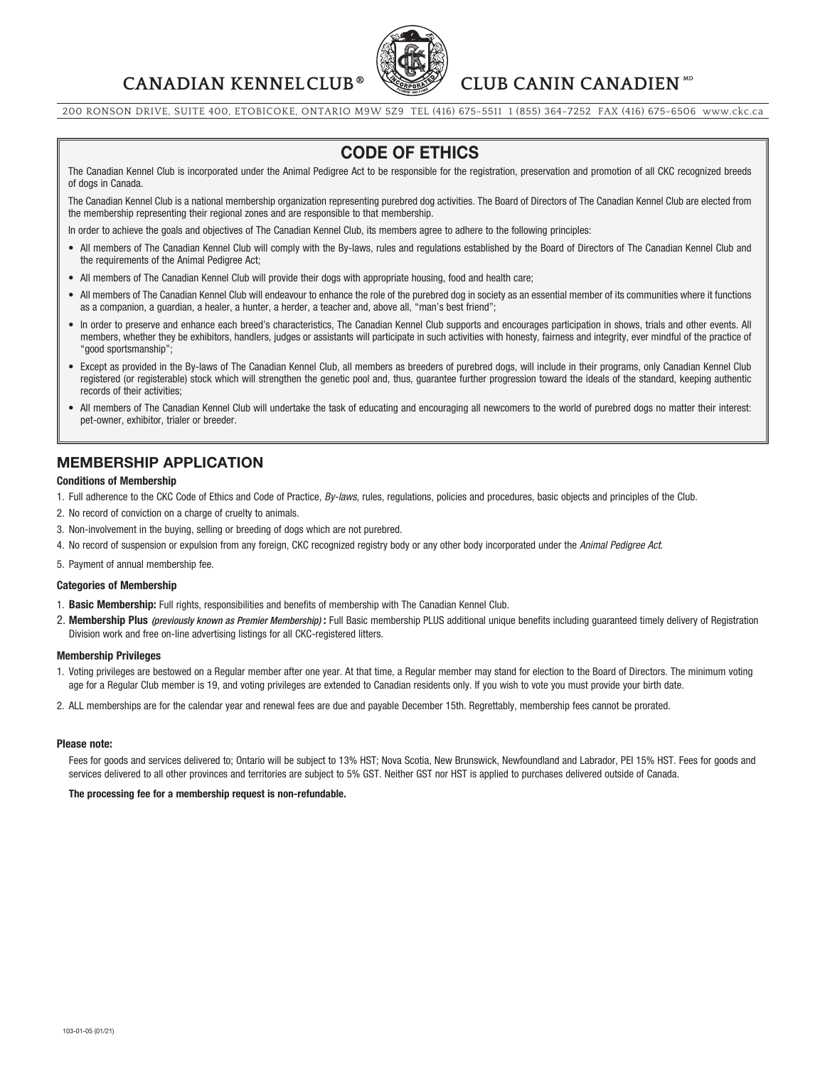CANADIAN KENNEL CLUB® CLUB CANIN CANADIEN MD

200 RONSON DRIVE, SUITE 400, ETOBICOKE, ONTARIO M9W 5Z9 TEL (416) 675-5511 1 (855) 364-7252 FAX (416) 675-6506 www.ckc.ca

## CODE OF ETHICS

The Canadian Kennel Club is incorporated under the Animal Pedigree Act to be responsible for the registration, preservation and promotion of all CKC recognized breeds of dogs in Canada.

The Canadian Kennel Club is a national membership organization representing purebred dog activities. The Board of Directors of The Canadian Kennel Club are elected from the membership representing their regional zones and are responsible to that membership.

In order to achieve the goals and objectives of The Canadian Kennel Club, its members agree to adhere to the following principles:

- All members of The Canadian Kennel Club will comply with the By-laws, rules and regulations established by the Board of Directors of The Canadian Kennel Club and the requirements of the Animal Pedigree Act;
- All members of The Canadian Kennel Club will provide their dogs with appropriate housing, food and health care;
- All members of The Canadian Kennel Club will endeavour to enhance the role of the purebred dog in society as an essential member of its communities where it functions as a companion, a guardian, a healer, a hunter, a herder, a teacher and, above all, "man's best friend";
- In order to preserve and enhance each breed's characteristics, The Canadian Kennel Club supports and encourages participation in shows, trials and other events. All members, whether they be exhibitors, handlers, judges or assistants will participate in such activities with honesty, fairness and integrity, ever mindful of the practice of "good sportsmanship";
- Except as provided in the By-laws of The Canadian Kennel Club, all members as breeders of purebred dogs, will include in their programs, only Canadian Kennel Club registered (or registerable) stock which will strengthen the genetic pool and, thus, guarantee further progression toward the ideals of the standard, keeping authentic records of their activities;
- All members of The Canadian Kennel Club will undertake the task of educating and encouraging all newcomers to the world of purebred dogs no matter their interest: pet-owner, exhibitor, trialer or breeder.

## MEMBERSHIP APPLICATION

#### Conditions of Membership

1. Full adherence to the CKC Code of Ethics and Code of Practice, *By-laws*, rules, regulations, policies and procedures, basic objects and principles of the Club.
2. No record of conviction on a charge of cruelty to animals.
3. Non-involvement in the buying, selling or breeding of dogs which are not purebred.
4. No record of suspension or expulsion from any foreign, CKC recognized registry body or any other body incorporated under the *Animal Pedigree Act*.
5. Payment of annual membership fee.

#### Categories of Membership

1. **Basic Membership:** Full rights, responsibilities and benefits of membership with The Canadian Kennel Club.
2. **Membership Plus** ***(previously known as Premier Membership)*** **:** Full Basic membership PLUS additional unique benefits including guaranteed timely delivery of Registration Division work and free on-line advertising listings for all CKC-registered litters.

#### Membership Privileges

1. Voting privileges are bestowed on a Regular member after one year. At that time, a Regular member may stand for election to the Board of Directors. The minimum voting age for a Regular Club member is 19, and voting privileges are extended to Canadian residents only. If you wish to vote you must provide your birth date.
2. ALL memberships are for the calendar year and renewal fees are due and payable December 15th. Regrettably, membership fees cannot be prorated.

#### Please note:

Fees for goods and services delivered to; Ontario will be subject to 13% HST; Nova Scotia, New Brunswick, Newfoundland and Labrador, PEI 15% HST. Fees for goods and services delivered to all other provinces and territories are subject to 5% GST. Neither GST nor HST is applied to purchases delivered outside of Canada.

**The processing fee for a membership request is non-refundable.**

103-01-05 (01/21)